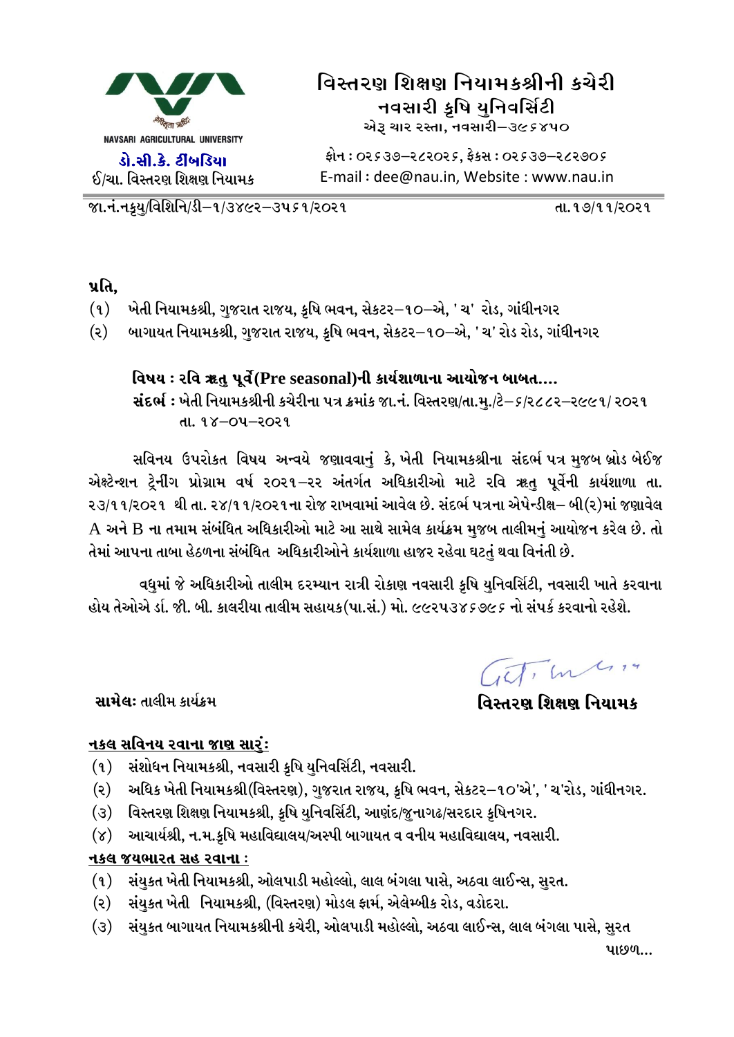# વિસ્તરણ શિક્ષણ નિયામકશ્રીની કચેરી
## નવસારી કૃષિ યુનિવર્સિટી
એરૂ ચાર રસ્તા, નવસારી–૩૯૬૪૫૦

NAVSARI AGRICULTURAL UNIVERSITY

**ડો.સી.કે. ટીંબડિયા**
ઈ/ચા. વિસ્તરણ શિક્ષણ નિયામક

ફોન : ૦૨૬૩૭–૨૮૨૦૨૬, ફેક્સ : ૦૨૬૩૭–૨૮૨૭૦૬
E-mail : dee@nau.in, Website : www.nau.in

જા.નં.નકૃયુ/વિશિનિ/ડી–૧/૩૪૯૨–૩૫૬૧/૨૦૨૧ તા.૧૭/૧૧/૨૦૨૧

**પ્રતિ,**

(૧) ખેતી નિયામકશ્રી, ગુજરાત રાજય, કૃષિ ભવન, સેકટર–૧૦–એ, 'ચ' રોડ, ગાંધીનગર
(૨) બાગાયત નિયામકશ્રી, ગુજરાત રાજય, કૃષિ ભવન, સેકટર–૧૦–એ, 'ચ' રોડ રોડ, ગાંધીનગર

**વિષય : રવિ ઋતુ પૂર્વે(Pre seasonal)ની કાર્યશાળાના આયોજન બાબત....**
**સંદર્ભ :** ખેતી નિયામકશ્રીની કચેરીના પત્ર ક્રમાંક જા.નં. વિસ્તરણ/તા.મુ./ટે–૬/૨૮૮૨–૨૯૯૧/ ૨૦૨૧ તા. ૧૪–૦૫–૨૦૨૧

સવિનય ઉપરોકત વિષય અન્વયે જણાવવાનું કે, ખેતી નિયામકશ્રીના સંદર્ભ પત્ર મુજબ બ્રોડ બેઈજ એક્ષ્ટેન્શન ટ્રેનીંગ પ્રોગ્રામ વર્ષ ૨૦૨૧–૨૨ અંતર્ગત અધિકારીઓ માટે રવિ ઋતુ પૂર્વેની કાર્યશાળા તા. ૨૩/૧૧/૨૦૨૧ થી તા. ૨૪/૧૧/૨૦૨૧ના રોજ રાખવામાં આવેલ છે. સંદર્ભ પત્રના એપેન્ડીક્ષ– બી(૨)માં જણાવેલ A અને B ના તમામ સંબંધિત અધિકારીઓ માટે આ સાથે સામેલ કાર્યક્રમ મુજબ તાલીમનું આયોજન કરેલ છે. તો તેમાં આપના તાબા હેઠળના સંબંધિત અધિકારીઓને કાર્યશાળા હાજર રહેવા ઘટતું થવા વિનંતી છે.

વધુમાં જે અધિકારીઓ તાલીમ દરમ્યાન રાત્રી રોકાણ નવસારી કૃષિ યુનિવર્સિટી, નવસારી ખાતે કરવાના હોય તેઓએ ડાં. જી. બી. કાલરીયા તાલીમ સહાયક(પા.સં.) મો. ૯૯૨૫૩૪૬૭૯૬ નો સંપર્ક કરવાનો રહેશે.

**સામેલઃ** તાલીમ કાર્યક્રમ

**વિસ્તરણ શિક્ષણ નિયામક**

**<u>નકલ સવિનય રવાના જાણ સારૂં:</u>**

(૧) સંશોધન નિયામકશ્રી, નવસારી કૃષિ યુનિવર્સિટી, નવસારી.
(૨) અધિક ખેતી નિયામકશ્રી(વિસ્તરણ), ગુજરાત રાજય, કૃષિ ભવન, સેકટર–૧૦'એ', 'ચ'રોડ, ગાંધીનગર.
(૩) વિસ્તરણ શિક્ષણ નિયામકશ્રી, કૃષિ યુનિવર્સિટી, આણંદ/જુનાગઢ/સરદાર કૃષિનગર.
(૪) આચાર્યશ્રી, ન.મ.કૃષિ મહાવિદ્યાલય/અસ્પી બાગાયત વ વનીય મહાવિદ્યાલય, નવસારી.

**<u>નકલ જયભારત સહ રવાના :</u>**

(૧) સંયુકત ખેતી નિયામકશ્રી, ઓલપાડી મહોલ્લો, લાલ બંગલા પાસે, અઠવા લાઈન્સ, સુરત.
(૨) સંયુકત ખેતી નિયામકશ્રી, (વિસ્તરણ) મોડલ ફાર્મ, એલેમ્બીક રોડ, વડોદરા.
(૩) સંયુકત બાગાયત નિયામકશ્રીની કચેરી, ઓલપાડી મહોલ્લો, અઠવા લાઈન્સ, લાલ બંગલા પાસે, સુરત

પાછળ...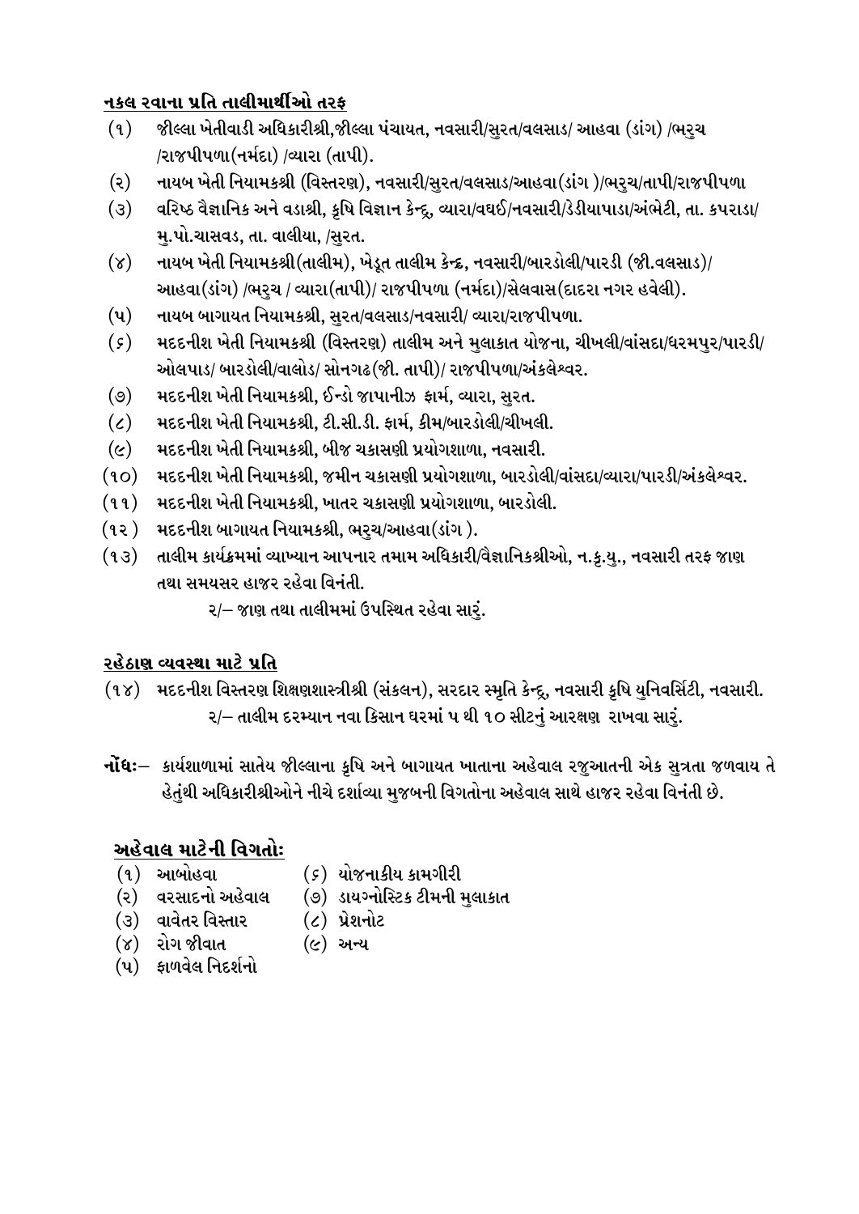**<u>નકલ રવાના પ્રતિ તાલીમાર્થીઓ તરફ</u>**

(૧) જીલ્લા ખેતીવાડી અધિકારીશ્રી,જીલ્લા પંચાયત, નવસારી/સુરત/વલસાડ/ આહવા (ડાંગ) /ભરૂચ /રાજપીપળા(નર્મદા) /વ્યારા (તાપી).

(૨) નાયબ ખેતી નિયામકશ્રી (વિસ્તરણ), નવસારી/સુરત/વલસાડ/આહવા(ડાંગ )/ભરૂચ/તાપી/રાજપીપળા

(૩) વરિષ્ઠ વૈજ્ઞાનિક અને વડાશ્રી, કૃષિ વિજ્ઞાન કેન્દ્ર, વ્યારા/વઘઈ/નવસારી/ડેડીયાપાડા/અંભેટી, તા. કપરાડા/ મુ.પો.ચાસવડ, તા. વાલીયા, /સુરત.

(૪) નાયબ ખેતી નિયામકશ્રી(તાલીમ), ખેડૂત તાલીમ કેન્દ્ર, નવસારી/બારડોલી/પારડી (જી.વલસાડ)/ આહવા(ડાંગ) /ભરૂચ / વ્યારા(તાપી)/ રાજપીપળા (નર્મદા)/સેલવાસ(દાદરા નગર હવેલી).

(૫) નાયબ બાગાયત નિયામકશ્રી, સુરત/વલસાડ/નવસારી/ વ્યારા/રાજપીપળા.

(૬) મદદનીશ ખેતી નિયામકશ્રી (વિસ્તરણ) તાલીમ અને મુલાકાત યોજના, ચીખલી/વાંસદા/ધરમપુર/પારડી/ ઓલપાડ/ બારડોલી/વાલોડ/ સોનગઢ(જી. તાપી)/ રાજપીપળા/અંકલેશ્વર.

(૭) મદદનીશ ખેતી નિયામકશ્રી, ઈન્ડો જાપાનીઝ ફાર્મ, વ્યારા, સુરત.

(૮) મદદનીશ ખેતી નિયામકશ્રી, ટી.સી.ડી. ફાર્મ, કીમ/બારડોલી/ચીખલી.

(૯) મદદનીશ ખેતી નિયામકશ્રી, બીજ ચકાસણી પ્રયોગશાળા, નવસારી.

(૧૦) મદદનીશ ખેતી નિયામકશ્રી, જમીન ચકાસણી પ્રયોગશાળા, બારડોલી/વાંસદા/વ્યારા/પારડી/અંકલેશ્વર.

(૧૧) મદદનીશ ખેતી નિયામકશ્રી, ખાતર ચકાસણી પ્રયોગશાળા, બારડોલી.

(૧૨ ) મદદનીશ બાગાયત નિયામકશ્રી, ભરૂચ/આહવા(ડાંગ ).

(૧૩) તાલીમ કાર્યક્રમમાં વ્યાખ્યાન આપનાર તમામ અધિકારી/વૈજ્ઞાનિકશ્રીઓ, ન.કૃ.યુ., નવસારી તરફ જાણ તથા સમયસર હાજર રહેવા વિનંતી.

૨/– જાણ તથા તાલીમમાં ઉપસ્થિત રહેવા સારૂં.

**<u>રહેઠાણ વ્યવસ્થા માટે પ્રતિ</u>**

(૧૪) મદદનીશ વિસ્તરણ શિક્ષણશાસ્ત્રીશ્રી (સંકલન), સરદાર સ્મૃતિ કેન્દ્ર, નવસારી કૃષિ યુનિવર્સિટી, નવસારી.

૨/– તાલીમ દરમ્યાન નવા કિસાન ઘરમાં ૫ થી ૧૦ સીટનું આરક્ષણ રાખવા સારૂં.

**નોંધઃ**– કાર્યશાળામાં સાતેય જીલ્લાના કૃષિ અને બાગાયત ખાતાના અહેવાલ રજુઆતની એક સુત્રતા જળવાય તે હેતુંથી અધિકારીશ્રીઓને નીચે દર્શાવ્યા મુજબની વિગતોના અહેવાલ સાથે હાજર રહેવા વિનંતી છે.

**<u>અહેવાલ માટેની વિગતોઃ</u>**

(૧) આબોહવા

(૨) વરસાદનો અહેવાલ

(૩) વાવેતર વિસ્તાર

(૪) રોગ જીવાત

(૫) ફાળવેલ નિદર્શનો

(૬) યોજનાકીય કામગીરી

(૭) ડાયગ્નોસ્ટિક ટીમની મુલાકાત

(૮) પ્રેશનોટ

(૯) અન્ય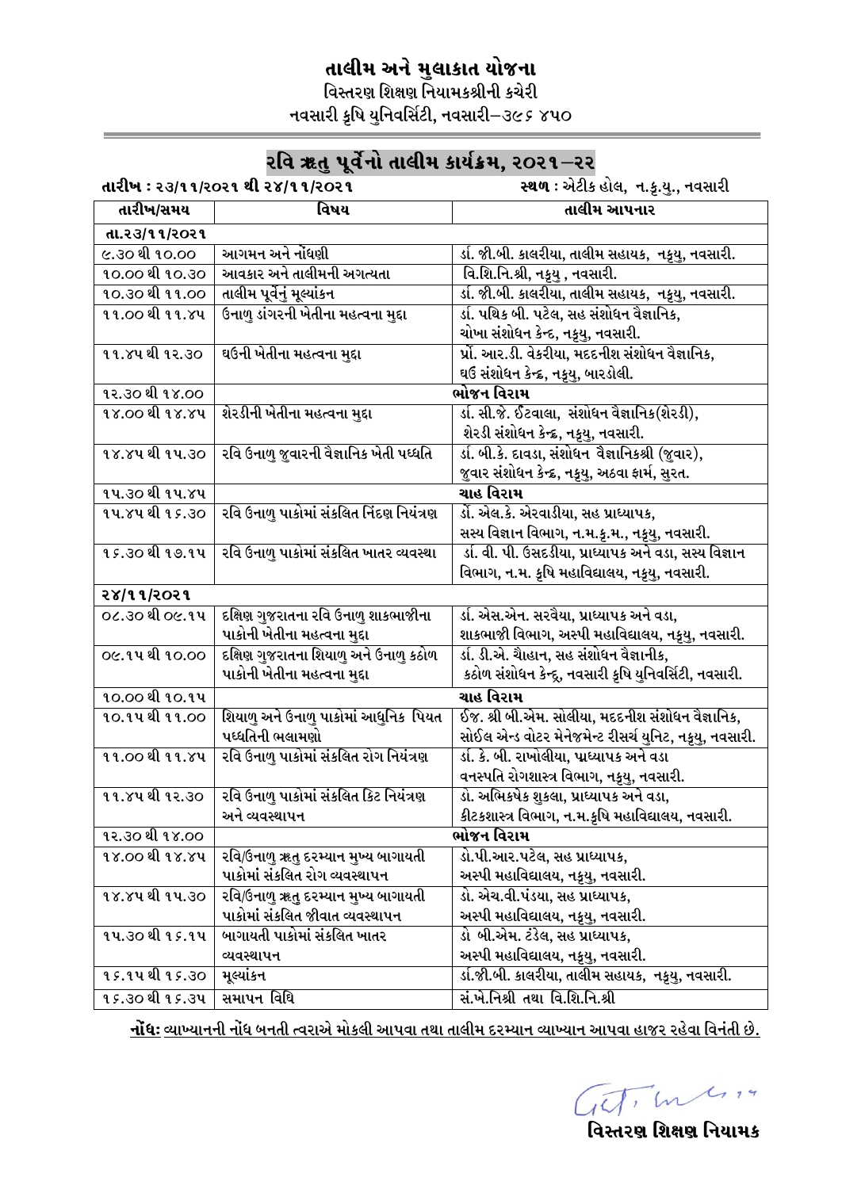# તાલીમ અને મુલાકાત યોજના

વિસ્તરણ શિક્ષણ નિયામકશ્રીની કચેરી

નવસારી કૃષિ યુનિવર્સિટી, નવસારી–૩૯૬ ૪૫૦

## રવિ ઋતુ પૂર્વેનો તાલીમ કાર્યક્રમ, ૨૦૨૧–૨૨

**તારીખ : ૨૩/૧૧/૨૦૨૧ થી ૨૪/૧૧/૨૦૨૧** **સ્થળ :** એટીક હોલ, ન.કૃ.યુ., નવસારી

| તારીખ/સમય | વિષય | તાલીમ આપનાર |
|---|---|---|
| **તા.૨૩/૧૧/૨૦૨૧** | | |
| ૯.૩૦ થી ૧૦.૦૦ | આગમન અને નોંધણી | ડૉ. જી.બી. કાલરીયા, તાલીમ સહાયક, નકૃયુ, નવસારી. |
| ૧૦.૦૦ થી ૧૦.૩૦ | આવકાર અને તાલીમની અગત્યતા | વિ.શિ.નિ.શ્રી, નકૃયુ , નવસારી. |
| ૧૦.૩૦ થી ૧૧.૦૦ | તાલીમ પૂર્વેનું મૂલ્યાંકન | ડૉ. જી.બી. કાલરીયા, તાલીમ સહાયક, નકૃયુ, નવસારી. |
| ૧૧.૦૦ થી ૧૧.૪૫ | ઉનાળુ ડાંગરની ખેતીના મહત્વના મુદ્દા | ડૉ. પથિક બી. પટેલ, સહ સંશોધન વૈજ્ઞાનિક, ચોખા સંશોધન કેન્દ્ર, નકૃયુ, નવસારી. |
| ૧૧.૪૫ થી ૧૨.૩૦ | ઘઉંની ખેતીના મહત્વના મુદ્દા | પ્રો. આર.ડી. વેકરીયા, મદદનીશ સંશોધન વૈજ્ઞાનિક, ઘઉં સંશોધન કેન્દ્ર, નકૃયુ, બારડોલી. |
| ૧૨.૩૦ થી ૧૪.૦૦ | ભોજન વિરામ | |
| ૧૪.૦૦ થી ૧૪.૪૫ | શેરડીની ખેતીના મહત્વના મુદ્દા | ડૉ. સી.જે. ઈંટવાલા, સંશોધન વૈજ્ઞાનિક(શેરડી), શેરડી સંશોધન કેન્દ્ર, નકૃયુ, નવસારી. |
| ૧૪.૪૫ થી ૧૫.૩૦ | રવિ ઉનાળુ જુવારની વૈજ્ઞાનિક ખેતી પધ્ધતિ | ડૉ. બી.કે. દાવડા, સંશોધન વૈજ્ઞાનિકશ્રી (જુવાર), જુવાર સંશોધન કેન્દ્ર, નકૃયુ, અઠવા ફાર્મ, સુરત. |
| ૧૫.૩૦ થી ૧૫.૪૫ | ચાહ વિરામ | |
| ૧૫.૪૫ થી ૧૬.૩૦ | રવિ ઉનાળુ પાકોમાં સંકલિત નિંદણ નિયંત્રણ | ડૉ. એલ.કે. એરવાડીયા, સહ પ્રાધ્યાપક, સસ્ય વિજ્ઞાન વિભાગ, ન.મ.કૃ.મ., નકૃયુ, નવસારી. |
| ૧૬.૩૦ થી ૧૭.૧૫ | રવિ ઉનાળુ પાકોમાં સંકલિત ખાતર વ્યવસ્થા | ડૉ. વી. પી. ઉસદડીયા, પ્રાધ્યાપક અને વડા, સસ્ય વિજ્ઞાન વિભાગ, ન.મ. કૃષિ મહાવિદ્યાલય, નકૃયુ, નવસારી. |
| **૨૪/૧૧/૨૦૨૧** | | |
| ૦૮.૩૦ થી ૦૯.૧૫ | દક્ષિણ ગુજરાતના રવિ ઉનાળુ શાકભાજીના પાકોની ખેતીના મહત્વના મુદ્દા | ડૉ. એસ.એન. સરવૈયા, પ્રાધ્યાપક અને વડા, શાકભાજી વિભાગ, અસ્પી મહાવિદ્યાલય, નકૃયુ, નવસારી. |
| ૦૯.૧૫ થી ૧૦.૦૦ | દક્ષિણ ગુજરાતના શિયાળુ અને ઉનાળુ કઠોળ પાકોની ખેતીના મહત્વના મુદ્દા | ડૉ. ડી.એ. ચૈાહાન, સહ સંશોધન વૈજ્ઞાનીક, કઠોળ સંશોધન કેન્દ્ર, નવસારી કૃષિ યુનિવર્સિટી, નવસારી. |
| ૧૦.૦૦ થી ૧૦.૧૫ | ચાહ વિરામ | |
| ૧૦.૧૫ થી ૧૧.૦૦ | શિયાળુ અને ઉનાળુ પાકોમાં આધુનિક પિયત પધ્ધતિની ભલામણો | ઈજ. શ્રી બી.એમ. સોલીયા, મદદનીશ સંશોધન વૈજ્ઞાનિક, સોઈલ એન્ડ વોટર મેનેજમેન્ટ રીસર્ચ યુનિટ, નકૃયુ, નવસારી. |
| ૧૧.૦૦ થી ૧૧.૪૫ | રવિ ઉનાળુ પાકોમાં સંકલિત રોગ નિયંત્રણ | ડૉ. કે. બી. રાખોલીયા, પ્રાધ્યાપક અને વડા વનસ્પતિ રોગશાસ્ત્ર વિભાગ, નકૃયુ, નવસારી. |
| ૧૧.૪૫ થી ૧૨.૩૦ | રવિ ઉનાળુ પાકોમાં સંકલિત કિટ નિયંત્રણ અને વ્યવસ્થાપન | ડો. અભિકષેક શુકલા, પ્રાધ્યાપક અને વડા, કીટકશાસ્ત્ર વિભાગ, ન.મ.કૃષિ મહાવિદ્યાલય, નવસારી. |
| ૧૨.૩૦ થી ૧૪.૦૦ | ભોજન વિરામ | |
| ૧૪.૦૦ થી ૧૪.૪૫ | રવિ/ઉનાળુ ઋતુ દરમ્યાન મુખ્ય બાગાયતી પાકોમાં સંકલિત રોગ વ્યવસ્થાપન | ડો.પી.આર.પટેલ, સહ પ્રાધ્યાપક, અસ્પી મહાવિદ્યાલય, નકૃયુ, નવસારી. |
| ૧૪.૪૫ થી ૧૫.૩૦ | રવિ/ઉનાળુ ઋતુ દરમ્યાન મુખ્ય બાગાયતી પાકોમાં સંકલિત જીવાત વ્યવસ્થાપન | ડો. એચ.વી.પંડયા, સહ પ્રાધ્યાપક, અસ્પી મહાવિદ્યાલય, નકૃયુ, નવસારી. |
| ૧૫.૩૦ થી ૧૬.૧૫ | બાગાયતી પાકોમાં સંકલિત ખાતર વ્યવસ્થાપન | ડો બી.એમ. ટંડેલ, સહ પ્રાધ્યાપક, અસ્પી મહાવિદ્યાલય, નકૃયુ, નવસારી. |
| ૧૬.૧૫ થી ૧૬.૩૦ | મૂલ્યાંકન | ડૉ.જી.બી. કાલરીયા, તાલીમ સહાયક, નકૃયુ, નવસારી. |
| ૧૬.૩૦ થી ૧૬.૩૫ | સમાપન વિધિ | સં.ખે.નિશ્રી તથા વિ.શિ.નિ.શ્રી |

**નોંધ:** <u>વ્યાખ્યાનની નોંધ બનતી ત્વરાએ મોકલી આપવા તથા તાલીમ દરમ્યાન વ્યાખ્યાન આપવા હાજર રહેવા વિનંતી છે.</u>

**વિસ્તરણ શિક્ષણ નિયામક**